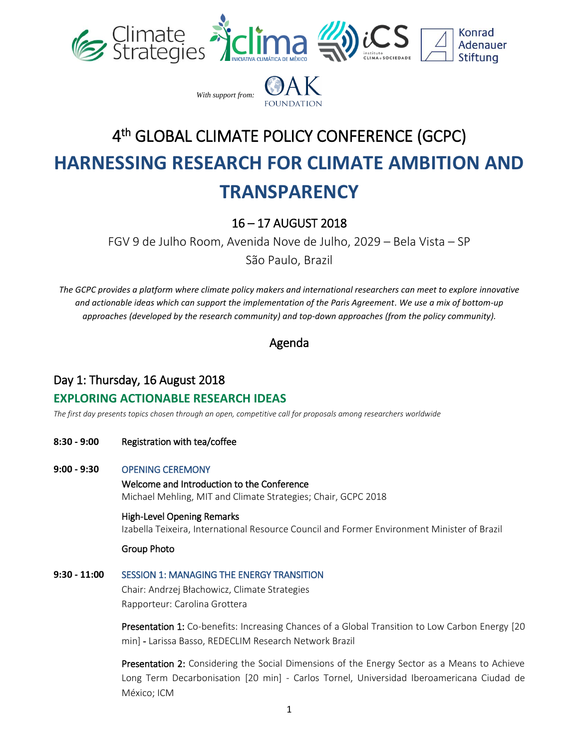With support from:

# 4th GLOBAL CLIMATE POLICY CONFERENCE (GCPC)

# HARNESSING RESEARCH FOR CLIMATE AMBITION AND TRANSPARENCY

## 16 – 17 AUGUST 2018

FGV 9 de Julho Room, Avenida Nove de Julho, 2029 – Bela Vista – SP

São Paulo, Brazil

*The GCPC provides a platform where climate policy makers and international researchers can meet to explore innovative and actionable ideas which can support the implementation of the Paris Agreement. We use a mix of bottom-up approaches (developed by the research community) and top-down approaches (from the policy community).*

## Agenda

## Day 1: Thursday, 16 August 2018

### EXPLORING ACTIONABLE RESEARCH IDEAS

*The first day presents topics chosen through an open, competitive call for proposals among researchers worldwide*

**8:30 - 9:00** Registration with tea/coffee

**9:00 - 9:30** OPENING CEREMONY

Welcome and Introduction to the Conference
Michael Mehling, MIT and Climate Strategies; Chair, GCPC 2018

High-Level Opening Remarks
Izabella Teixeira, International Resource Council and Former Environment Minister of Brazil

Group Photo

**9:30 - 11:00** SESSION 1: MANAGING THE ENERGY TRANSITION

Chair: Andrzej Błachowicz, Climate Strategies
Rapporteur: Carolina Grottera

**Presentation 1:** Co-benefits: Increasing Chances of a Global Transition to Low Carbon Energy [20 min] - Larissa Basso, REDECLIM Research Network Brazil

**Presentation 2:** Considering the Social Dimensions of the Energy Sector as a Means to Achieve Long Term Decarbonisation [20 min] - Carlos Tornel, Universidad Iberoamericana Ciudad de México; ICM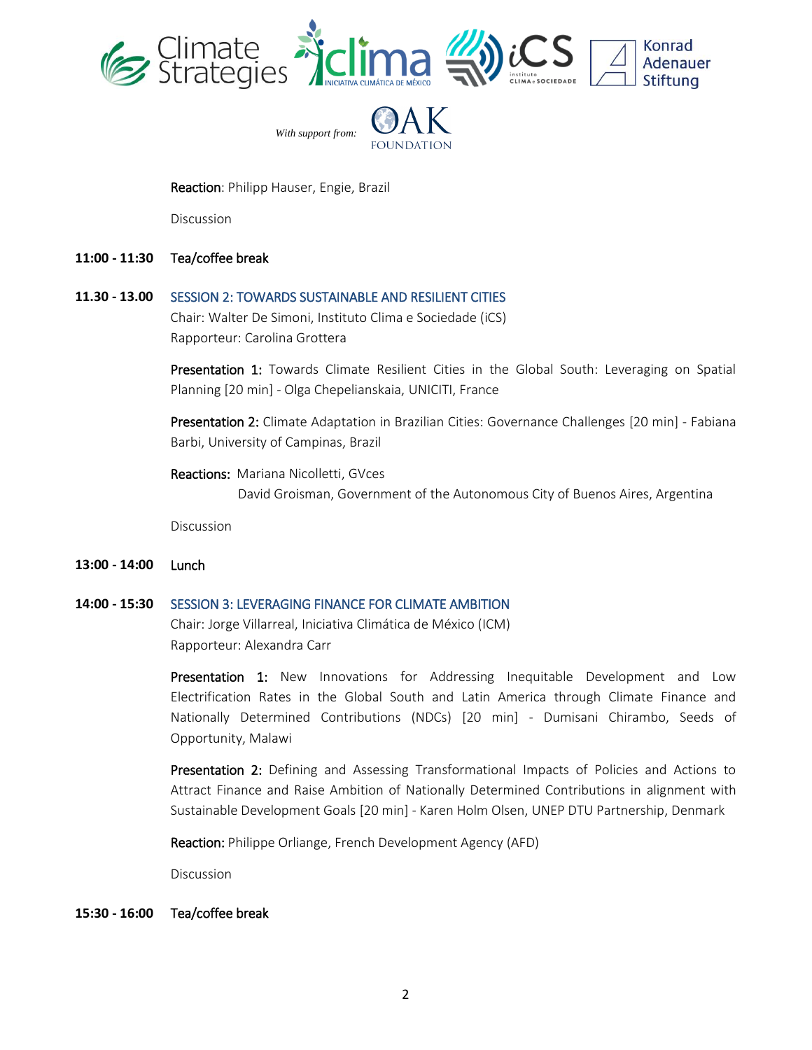**Reaction**: Philipp Hauser, Engie, Brazil

Discussion

**11:00 - 11:30** **Tea/coffee break**

**11.30 - 13.00** SESSION 2: TOWARDS SUSTAINABLE AND RESILIENT CITIES

Chair: Walter De Simoni, Instituto Clima e Sociedade (iCS)

Rapporteur: Carolina Grottera

**Presentation 1:** Towards Climate Resilient Cities in the Global South: Leveraging on Spatial Planning [20 min] - Olga Chepelianskaia, UNICITI, France

**Presentation 2:** Climate Adaptation in Brazilian Cities: Governance Challenges [20 min] - Fabiana Barbi, University of Campinas, Brazil

**Reactions:** Mariana Nicolletti, GVces
David Groisman, Government of the Autonomous City of Buenos Aires, Argentina

Discussion

**13:00 - 14:00** **Lunch**

**14:00 - 15:30** SESSION 3: LEVERAGING FINANCE FOR CLIMATE AMBITION

Chair: Jorge Villarreal, Iniciativa Climática de México (ICM)

Rapporteur: Alexandra Carr

**Presentation 1:** New Innovations for Addressing Inequitable Development and Low Electrification Rates in the Global South and Latin America through Climate Finance and Nationally Determined Contributions (NDCs) [20 min] - Dumisani Chirambo, Seeds of Opportunity, Malawi

**Presentation 2:** Defining and Assessing Transformational Impacts of Policies and Actions to Attract Finance and Raise Ambition of Nationally Determined Contributions in alignment with Sustainable Development Goals [20 min] - Karen Holm Olsen, UNEP DTU Partnership, Denmark

**Reaction:** Philippe Orliange, French Development Agency (AFD)

Discussion

**15:30 - 16:00** **Tea/coffee break**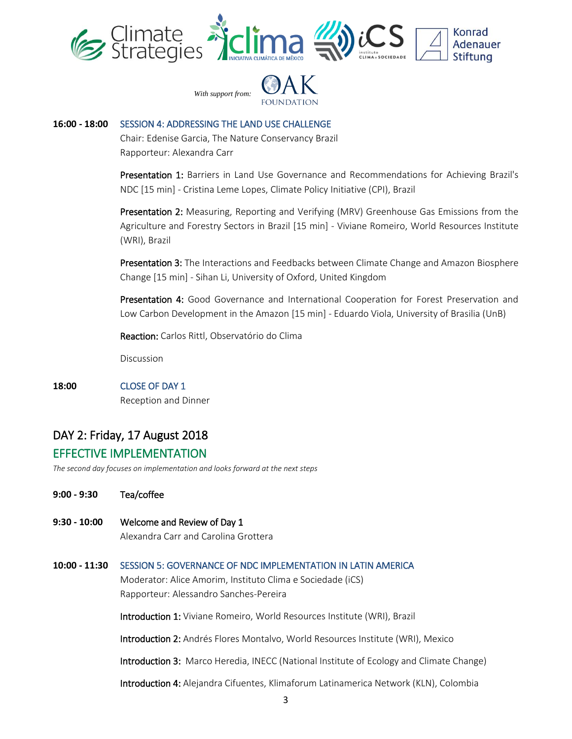With support from:

**16:00 - 18:00** SESSION 4: ADDRESSING THE LAND USE CHALLENGE

Chair: Edenise Garcia, The Nature Conservancy Brazil
Rapporteur: Alexandra Carr

**Presentation 1:** Barriers in Land Use Governance and Recommendations for Achieving Brazil's NDC [15 min] - Cristina Leme Lopes, Climate Policy Initiative (CPI), Brazil

**Presentation 2:** Measuring, Reporting and Verifying (MRV) Greenhouse Gas Emissions from the Agriculture and Forestry Sectors in Brazil [15 min] - Viviane Romeiro, World Resources Institute (WRI), Brazil

**Presentation 3:** The Interactions and Feedbacks between Climate Change and Amazon Biosphere Change [15 min] - Sihan Li, University of Oxford, United Kingdom

**Presentation 4:** Good Governance and International Cooperation for Forest Preservation and Low Carbon Development in the Amazon [15 min] - Eduardo Viola, University of Brasilia (UnB)

**Reaction:** Carlos Rittl, Observatório do Clima

Discussion

**18:00** CLOSE OF DAY 1

Reception and Dinner

## DAY 2: Friday, 17 August 2018

## EFFECTIVE IMPLEMENTATION

*The second day focuses on implementation and looks forward at the next steps*

**9:00 - 9:30** Tea/coffee

**9:30 - 10:00** Welcome and Review of Day 1

Alexandra Carr and Carolina Grottera

**10:00 - 11:30** SESSION 5: GOVERNANCE OF NDC IMPLEMENTATION IN LATIN AMERICA

Moderator: Alice Amorim, Instituto Clima e Sociedade (iCS)
Rapporteur: Alessandro Sanches-Pereira

**Introduction 1:** Viviane Romeiro, World Resources Institute (WRI), Brazil

**Introduction 2:** Andrés Flores Montalvo, World Resources Institute (WRI), Mexico

**Introduction 3:** Marco Heredia, INECC (National Institute of Ecology and Climate Change)

**Introduction 4:** Alejandra Cifuentes, Klimaforum Latinamerica Network (KLN), Colombia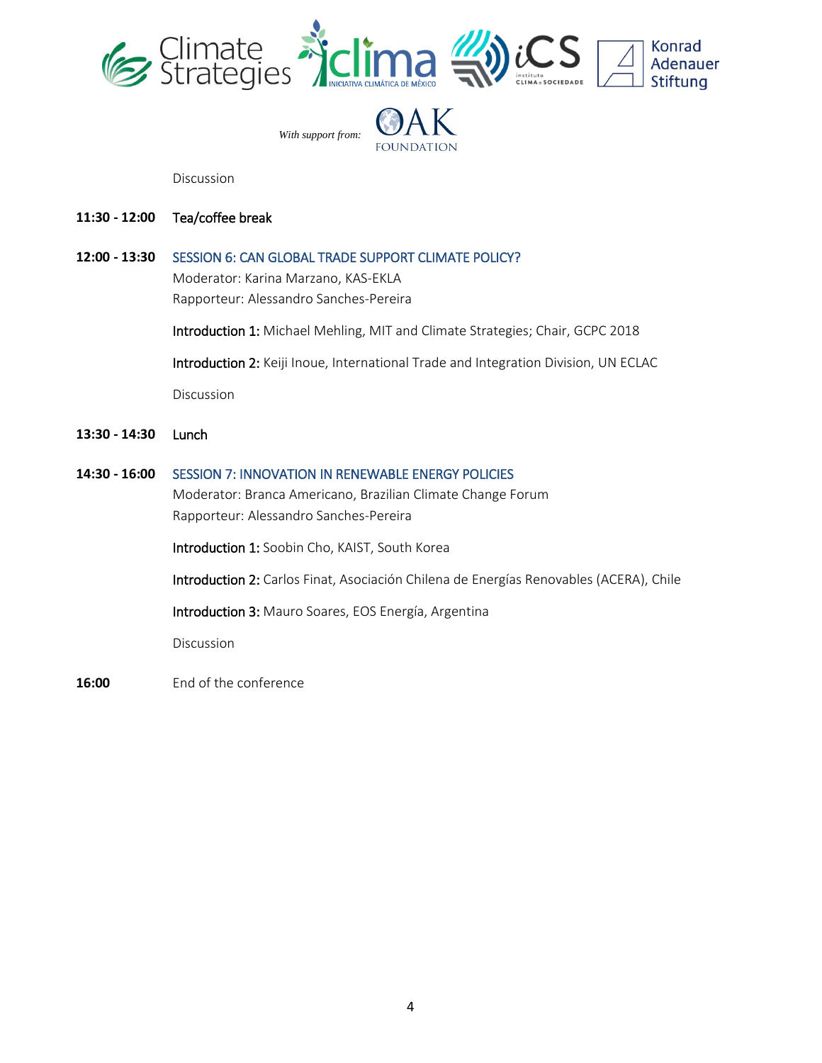*With support from:*

Discussion

**11:30 - 12:00** Tea/coffee break

**12:00 - 13:30** SESSION 6: CAN GLOBAL TRADE SUPPORT CLIMATE POLICY?

Moderator: Karina Marzano, KAS-EKLA

Rapporteur: Alessandro Sanches-Pereira

**Introduction 1:** Michael Mehling, MIT and Climate Strategies; Chair, GCPC 2018

**Introduction 2:** Keiji Inoue, International Trade and Integration Division, UN ECLAC

Discussion

**13:30 - 14:30** Lunch

**14:30 - 16:00** SESSION 7: INNOVATION IN RENEWABLE ENERGY POLICIES

Moderator: Branca Americano, Brazilian Climate Change Forum

Rapporteur: Alessandro Sanches-Pereira

**Introduction 1:** Soobin Cho, KAIST, South Korea

**Introduction 2:** Carlos Finat, Asociación Chilena de Energías Renovables (ACERA), Chile

**Introduction 3:** Mauro Soares, EOS Energía, Argentina

Discussion

**16:00** End of the conference